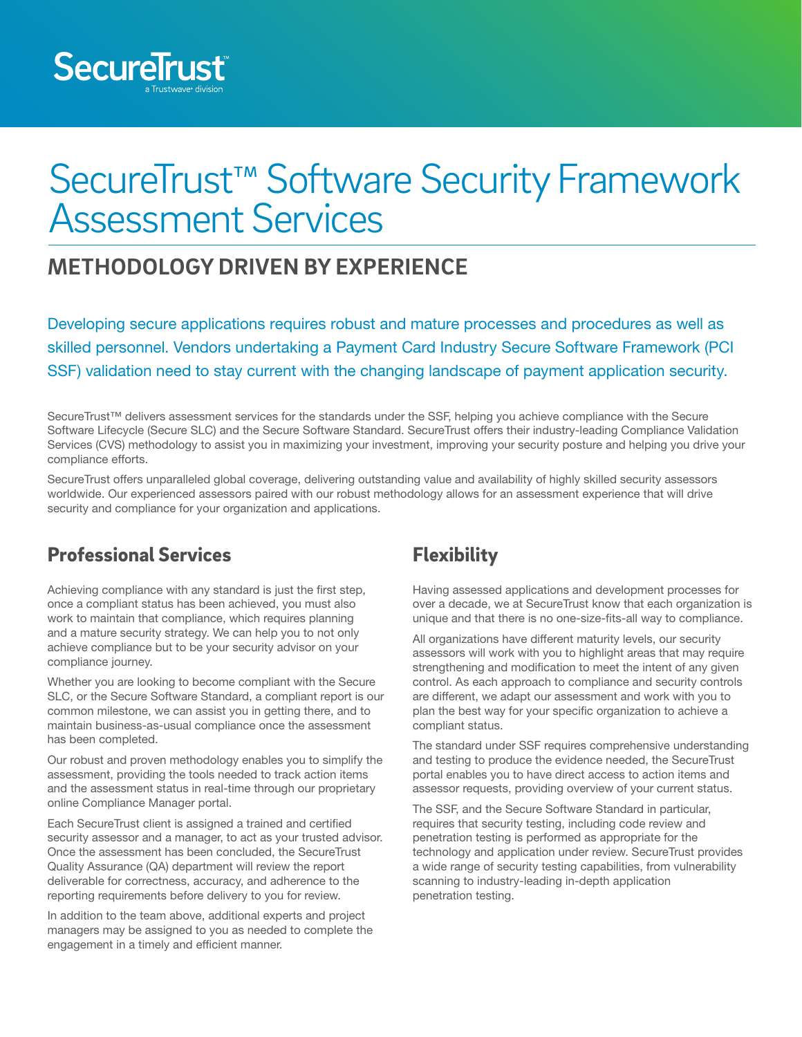SecureTrust
a Trustwave® division

# SecureTrust™ Software Security Framework Assessment Services

## METHODOLOGY DRIVEN BY EXPERIENCE

Developing secure applications requires robust and mature processes and procedures as well as skilled personnel. Vendors undertaking a Payment Card Industry Secure Software Framework (PCI SSF) validation need to stay current with the changing landscape of payment application security.

SecureTrust™ delivers assessment services for the standards under the SSF, helping you achieve compliance with the Secure Software Lifecycle (Secure SLC) and the Secure Software Standard. SecureTrust offers their industry-leading Compliance Validation Services (CVS) methodology to assist you in maximizing your investment, improving your security posture and helping you drive your compliance efforts.

SecureTrust offers unparalleled global coverage, delivering outstanding value and availability of highly skilled security assessors worldwide. Our experienced assessors paired with our robust methodology allows for an assessment experience that will drive security and compliance for your organization and applications.

## Professional Services

Achieving compliance with any standard is just the first step, once a compliant status has been achieved, you must also work to maintain that compliance, which requires planning and a mature security strategy. We can help you to not only achieve compliance but to be your security advisor on your compliance journey.

Whether you are looking to become compliant with the Secure SLC, or the Secure Software Standard, a compliant report is our common milestone, we can assist you in getting there, and to maintain business-as-usual compliance once the assessment has been completed.

Our robust and proven methodology enables you to simplify the assessment, providing the tools needed to track action items and the assessment status in real-time through our proprietary online Compliance Manager portal.

Each SecureTrust client is assigned a trained and certified security assessor and a manager, to act as your trusted advisor. Once the assessment has been concluded, the SecureTrust Quality Assurance (QA) department will review the report deliverable for correctness, accuracy, and adherence to the reporting requirements before delivery to you for review.

In addition to the team above, additional experts and project managers may be assigned to you as needed to complete the engagement in a timely and efficient manner.

## Flexibility

Having assessed applications and development processes for over a decade, we at SecureTrust know that each organization is unique and that there is no one-size-fits-all way to compliance.

All organizations have different maturity levels, our security assessors will work with you to highlight areas that may require strengthening and modification to meet the intent of any given control. As each approach to compliance and security controls are different, we adapt our assessment and work with you to plan the best way for your specific organization to achieve a compliant status.

The standard under SSF requires comprehensive understanding and testing to produce the evidence needed, the SecureTrust portal enables you to have direct access to action items and assessor requests, providing overview of your current status.

The SSF, and the Secure Software Standard in particular, requires that security testing, including code review and penetration testing is performed as appropriate for the technology and application under review. SecureTrust provides a wide range of security testing capabilities, from vulnerability scanning to industry-leading in-depth application penetration testing.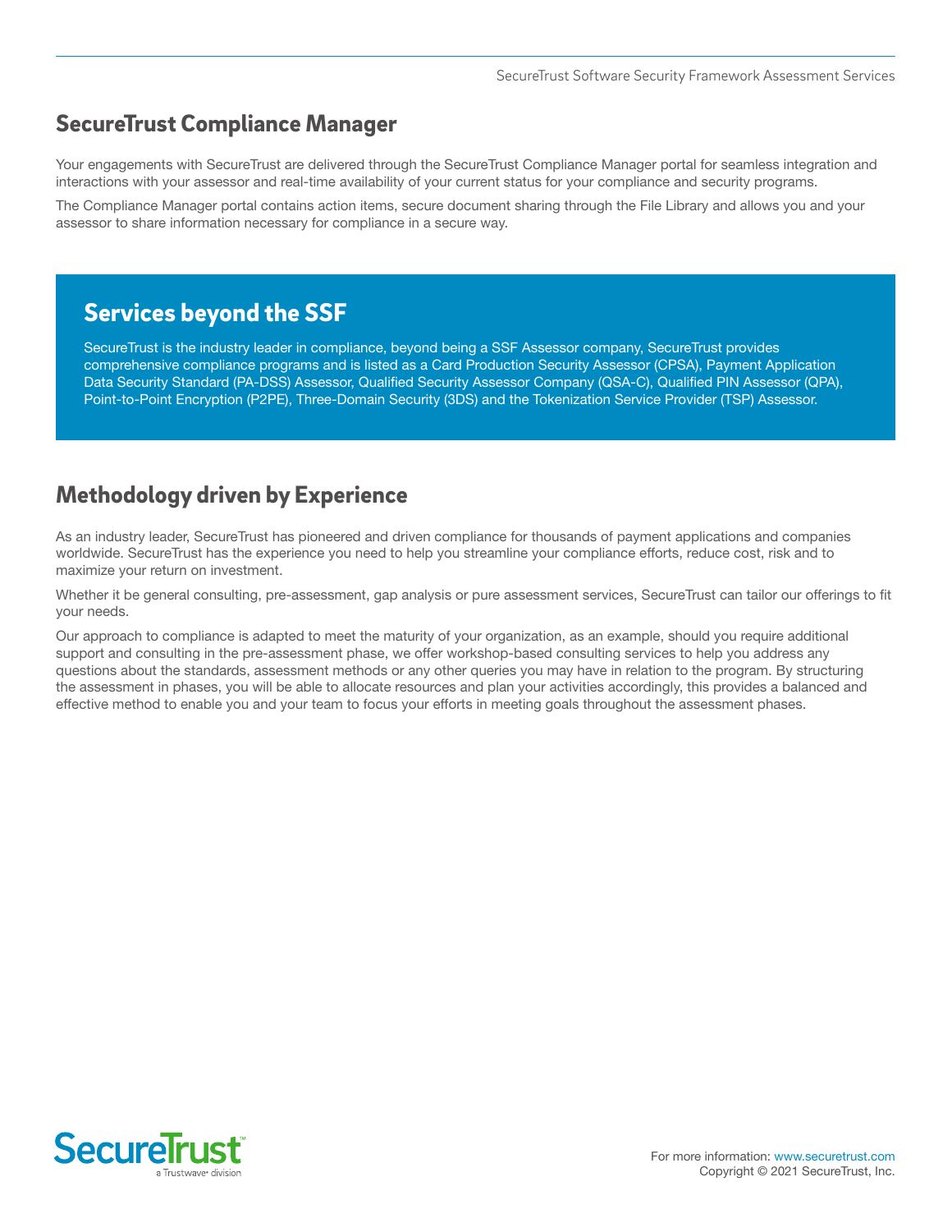## SecureTrust Compliance Manager

Your engagements with SecureTrust are delivered through the SecureTrust Compliance Manager portal for seamless integration and interactions with your assessor and real-time availability of your current status for your compliance and security programs.

The Compliance Manager portal contains action items, secure document sharing through the File Library and allows you and your assessor to share information necessary for compliance in a secure way.

## Services beyond the SSF

SecureTrust is the industry leader in compliance, beyond being a SSF Assessor company, SecureTrust provides comprehensive compliance programs and is listed as a Card Production Security Assessor (CPSA), Payment Application Data Security Standard (PA-DSS) Assessor, Qualified Security Assessor Company (QSA-C), Qualified PIN Assessor (QPA), Point-to-Point Encryption (P2PE), Three-Domain Security (3DS) and the Tokenization Service Provider (TSP) Assessor.

## Methodology driven by Experience

As an industry leader, SecureTrust has pioneered and driven compliance for thousands of payment applications and companies worldwide. SecureTrust has the experience you need to help you streamline your compliance efforts, reduce cost, risk and to maximize your return on investment.

Whether it be general consulting, pre-assessment, gap analysis or pure assessment services, SecureTrust can tailor our offerings to fit your needs.

Our approach to compliance is adapted to meet the maturity of your organization, as an example, should you require additional support and consulting in the pre-assessment phase, we offer workshop-based consulting services to help you address any questions about the standards, assessment methods or any other queries you may have in relation to the program. By structuring the assessment in phases, you will be able to allocate resources and plan your activities accordingly, this provides a balanced and effective method to enable you and your team to focus your efforts in meeting goals throughout the assessment phases.

SecureTrust
a Trustwave division

For more information: www.securetrust.com
Copyright © 2021 SecureTrust, Inc.